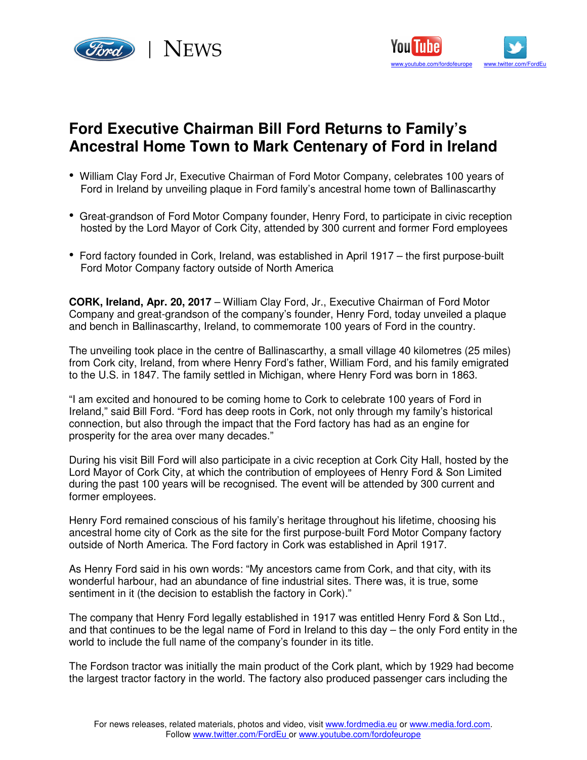# Ford Executive Chairman Bill Ford Returns to Family's Ancestral Home Town to Mark Centenary of Ford in Ireland

- William Clay Ford Jr, Executive Chairman of Ford Motor Company, celebrates 100 years of Ford in Ireland by unveiling plaque in Ford family's ancestral home town of Ballinascarthy
- Great-grandson of Ford Motor Company founder, Henry Ford, to participate in civic reception hosted by the Lord Mayor of Cork City, attended by 300 current and former Ford employees
- Ford factory founded in Cork, Ireland, was established in April 1917 – the first purpose-built Ford Motor Company factory outside of North America

**CORK, Ireland, Apr. 20, 2017** – William Clay Ford, Jr., Executive Chairman of Ford Motor Company and great-grandson of the company's founder, Henry Ford, today unveiled a plaque and bench in Ballinascarthy, Ireland, to commemorate 100 years of Ford in the country.

The unveiling took place in the centre of Ballinascarthy, a small village 40 kilometres (25 miles) from Cork city, Ireland, from where Henry Ford's father, William Ford, and his family emigrated to the U.S. in 1847. The family settled in Michigan, where Henry Ford was born in 1863.

"I am excited and honoured to be coming home to Cork to celebrate 100 years of Ford in Ireland," said Bill Ford. "Ford has deep roots in Cork, not only through my family's historical connection, but also through the impact that the Ford factory has had as an engine for prosperity for the area over many decades."

During his visit Bill Ford will also participate in a civic reception at Cork City Hall, hosted by the Lord Mayor of Cork City, at which the contribution of employees of Henry Ford & Son Limited during the past 100 years will be recognised. The event will be attended by 300 current and former employees.

Henry Ford remained conscious of his family's heritage throughout his lifetime, choosing his ancestral home city of Cork as the site for the first purpose-built Ford Motor Company factory outside of North America. The Ford factory in Cork was established in April 1917.

As Henry Ford said in his own words: "My ancestors came from Cork, and that city, with its wonderful harbour, had an abundance of fine industrial sites. There was, it is true, some sentiment in it (the decision to establish the factory in Cork)."

The company that Henry Ford legally established in 1917 was entitled Henry Ford & Son Ltd., and that continues to be the legal name of Ford in Ireland to this day – the only Ford entity in the world to include the full name of the company's founder in its title.

The Fordson tractor was initially the main product of the Cork plant, which by 1929 had become the largest tractor factory in the world. The factory also produced passenger cars including the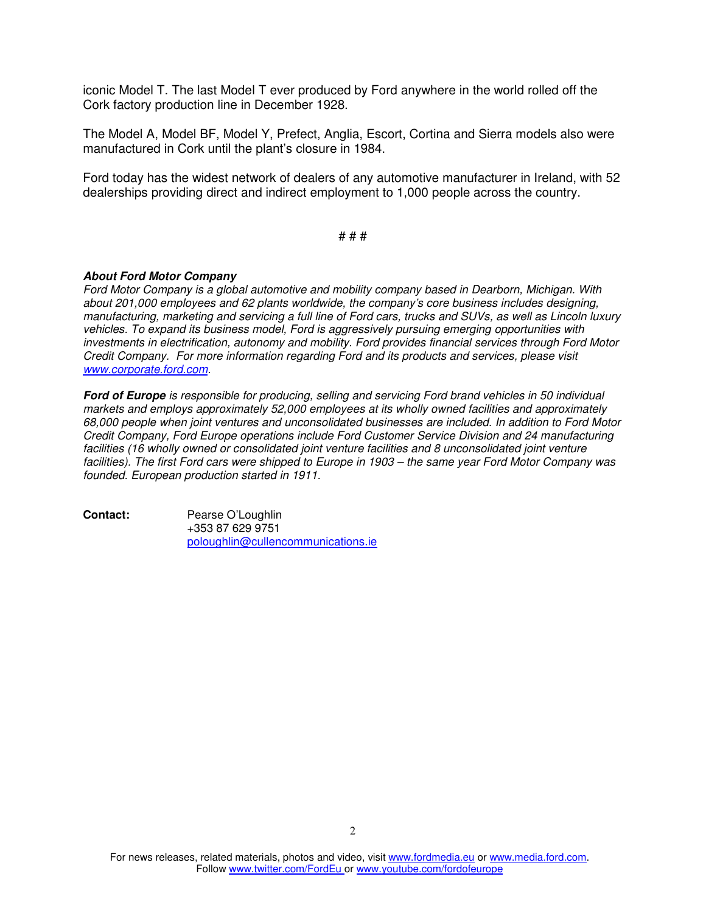iconic Model T. The last Model T ever produced by Ford anywhere in the world rolled off the Cork factory production line in December 1928.

The Model A, Model BF, Model Y, Prefect, Anglia, Escort, Cortina and Sierra models also were manufactured in Cork until the plant's closure in 1984.

Ford today has the widest network of dealers of any automotive manufacturer in Ireland, with 52 dealerships providing direct and indirect employment to 1,000 people across the country.

# # #

***About Ford Motor Company***
*Ford Motor Company is a global automotive and mobility company based in Dearborn, Michigan. With about 201,000 employees and 62 plants worldwide, the company's core business includes designing, manufacturing, marketing and servicing a full line of Ford cars, trucks and SUVs, as well as Lincoln luxury vehicles. To expand its business model, Ford is aggressively pursuing emerging opportunities with investments in electrification, autonomy and mobility. Ford provides financial services through Ford Motor Credit Company. For more information regarding Ford and its products and services, please visit www.corporate.ford.com.*

***Ford of Europe** is responsible for producing, selling and servicing Ford brand vehicles in 50 individual markets and employs approximately 52,000 employees at its wholly owned facilities and approximately 68,000 people when joint ventures and unconsolidated businesses are included. In addition to Ford Motor Credit Company, Ford Europe operations include Ford Customer Service Division and 24 manufacturing facilities (16 wholly owned or consolidated joint venture facilities and 8 unconsolidated joint venture facilities). The first Ford cars were shipped to Europe in 1903 – the same year Ford Motor Company was founded. European production started in 1911.*

**Contact:** Pearse O'Loughlin
+353 87 629 9751
poloughlin@cullencommunications.ie

For news releases, related materials, photos and video, visit www.fordmedia.eu or www.media.ford.com.
Follow www.twitter.com/FordEu or www.youtube.com/fordofeurope